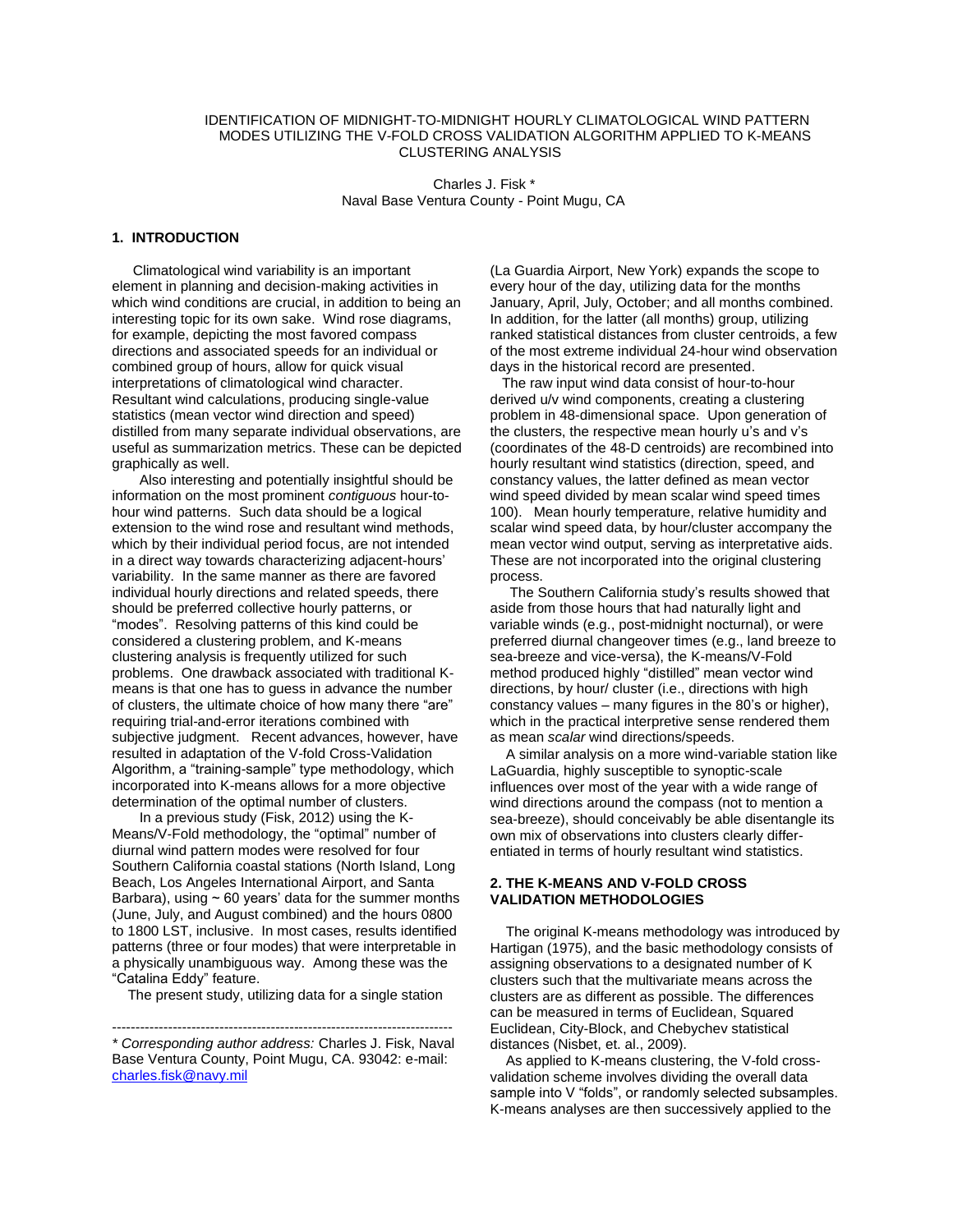# IDENTIFICATION OF MIDNIGHT-TO-MIDNIGHT HOURLY CLIMATOLOGICAL WIND PATTERN MODES UTILIZING THE V-FOLD CROSS VALIDATION ALGORITHM APPLIED TO K-MEANS CLUSTERING ANALYSIS

Charles J. Fisk *
Naval Base Ventura County - Point Mugu, CA

## 1. INTRODUCTION

Climatological wind variability is an important element in planning and decision-making activities in which wind conditions are crucial, in addition to being an interesting topic for its own sake. Wind rose diagrams, for example, depicting the most favored compass directions and associated speeds for an individual or combined group of hours, allow for quick visual interpretations of climatological wind character. Resultant wind calculations, producing single-value statistics (mean vector wind direction and speed) distilled from many separate individual observations, are useful as summarization metrics. These can be depicted graphically as well.

Also interesting and potentially insightful should be information on the most prominent *contiguous* hour-to-hour wind patterns. Such data should be a logical extension to the wind rose and resultant wind methods, which by their individual period focus, are not intended in a direct way towards characterizing adjacent-hours' variability. In the same manner as there are favored individual hourly directions and related speeds, there should be preferred collective hourly patterns, or "modes". Resolving patterns of this kind could be considered a clustering problem, and K-means clustering analysis is frequently utilized for such problems. One drawback associated with traditional K-means is that one has to guess in advance the number of clusters, the ultimate choice of how many there "are" requiring trial-and-error iterations combined with subjective judgment. Recent advances, however, have resulted in adaptation of the V-fold Cross-Validation Algorithm, a "training-sample" type methodology, which incorporated into K-means allows for a more objective determination of the optimal number of clusters.

In a previous study (Fisk, 2012) using the K-Means/V-Fold methodology, the "optimal" number of diurnal wind pattern modes were resolved for four Southern California coastal stations (North Island, Long Beach, Los Angeles International Airport, and Santa Barbara), using ~ 60 years' data for the summer months (June, July, and August combined) and the hours 0800 to 1800 LST, inclusive. In most cases, results identified patterns (three or four modes) that were interpretable in a physically unambiguous way. Among these was the "Catalina Eddy" feature.

The present study, utilizing data for a single station (La Guardia Airport, New York) expands the scope to every hour of the day, utilizing data for the months January, April, July, October; and all months combined. In addition, for the latter (all months) group, utilizing ranked statistical distances from cluster centroids, a few of the most extreme individual 24-hour wind observation days in the historical record are presented.

The raw input wind data consist of hour-to-hour derived u/v wind components, creating a clustering problem in 48-dimensional space. Upon generation of the clusters, the respective mean hourly u's and v's (coordinates of the 48-D centroids) are recombined into hourly resultant wind statistics (direction, speed, and constancy values, the latter defined as mean vector wind speed divided by mean scalar wind speed times 100). Mean hourly temperature, relative humidity and scalar wind speed data, by hour/cluster accompany the mean vector wind output, serving as interpretative aids. These are not incorporated into the original clustering process.

The Southern California study's results showed that aside from those hours that had naturally light and variable winds (e.g., post-midnight nocturnal), or were preferred diurnal changeover times (e.g., land breeze to sea-breeze and vice-versa), the K-means/V-Fold method produced highly "distilled" mean vector wind directions, by hour/ cluster (i.e., directions with high constancy values – many figures in the 80's or higher), which in the practical interpretive sense rendered them as mean *scalar* wind directions/speeds.

A similar analysis on a more wind-variable station like LaGuardia, highly susceptible to synoptic-scale influences over most of the year with a wide range of wind directions around the compass (not to mention a sea-breeze), should conceivably be able disentangle its own mix of observations into clusters clearly differentiated in terms of hourly resultant wind statistics.

## 2. THE K-MEANS AND V-FOLD CROSS VALIDATION METHODOLOGIES

The original K-means methodology was introduced by Hartigan (1975), and the basic methodology consists of assigning observations to a designated number of K clusters such that the multivariate means across the clusters are as different as possible. The differences can be measured in terms of Euclidean, Squared Euclidean, City-Block, and Chebychev statistical distances (Nisbet, et. al., 2009).

As applied to K-means clustering, the V-fold cross-validation scheme involves dividing the overall data sample into V "folds", or randomly selected subsamples. K-means analyses are then successively applied to the

---

\* *Corresponding author address:* Charles J. Fisk, Naval Base Ventura County, Point Mugu, CA. 93042: e-mail: charles.fisk@navy.mil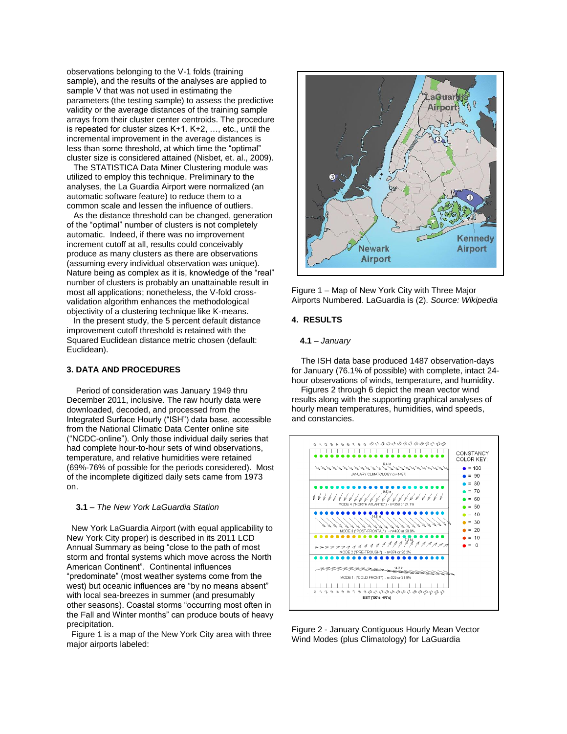observations belonging to the V-1 folds (training sample), and the results of the analyses are applied to sample V that was not used in estimating the parameters (the testing sample) to assess the predictive validity or the average distances of the training sample arrays from their cluster center centroids. The procedure is repeated for cluster sizes K+1. K+2, …, etc., until the incremental improvement in the average distances is less than some threshold, at which time the "optimal" cluster size is considered attained (Nisbet, et. al., 2009).

The STATISTICA Data Miner Clustering module was utilized to employ this technique. Preliminary to the analyses, the La Guardia Airport were normalized (an automatic software feature) to reduce them to a common scale and lessen the influence of outliers.

As the distance threshold can be changed, generation of the "optimal" number of clusters is not completely automatic. Indeed, if there was no improvement increment cutoff at all, results could conceivably produce as many clusters as there are observations (assuming every individual observation was unique). Nature being as complex as it is, knowledge of the "real" number of clusters is probably an unattainable result in most all applications; nonetheless, the V-fold cross-validation algorithm enhances the methodological objectivity of a clustering technique like K-means.

In the present study, the 5 percent default distance improvement cutoff threshold is retained with the Squared Euclidean distance metric chosen (default: Euclidean).

## 3. DATA AND PROCEDURES

Period of consideration was January 1949 thru December 2011, inclusive. The raw hourly data were downloaded, decoded, and processed from the Integrated Surface Hourly ("ISH") data base, accessible from the National Climatic Data Center online site ("NCDC-online"). Only those individual daily series that had complete hour-to-hour sets of wind observations, temperature, and relative humidities were retained (69%-76% of possible for the periods considered). Most of the incomplete digitized daily sets came from 1973 on.

### 3.1 – *The New York LaGuardia Station*

New York LaGuardia Airport (with equal applicability to New York City proper) is described in its 2011 LCD Annual Summary as being "close to the path of most storm and frontal systems which move across the North American Continent". Continental influences "predominate" (most weather systems come from the west) but oceanic influences are "by no means absent" with local sea-breezes in summer (and presumably other seasons). Coastal storms "occurring most often in the Fall and Winter months" can produce bouts of heavy precipitation.

Figure 1 is a map of the New York City area with three major airports labeled:

Figure 1 – Map of New York City with Three Major Airports Numbered. LaGuardia is (2). *Source: Wikipedia*

## 4. RESULTS

### 4.1 – *January*

The ISH data base produced 1487 observation-days for January (76.1% of possible) with complete, intact 24-hour observations of winds, temperature, and humidity.

Figures 2 through 6 depict the mean vector wind results along with the supporting graphical analyses of hourly mean temperatures, humidities, wind speeds, and constancies.

Figure 2 - January Contiguous Hourly Mean Vector Wind Modes (plus Climatology) for LaGuardia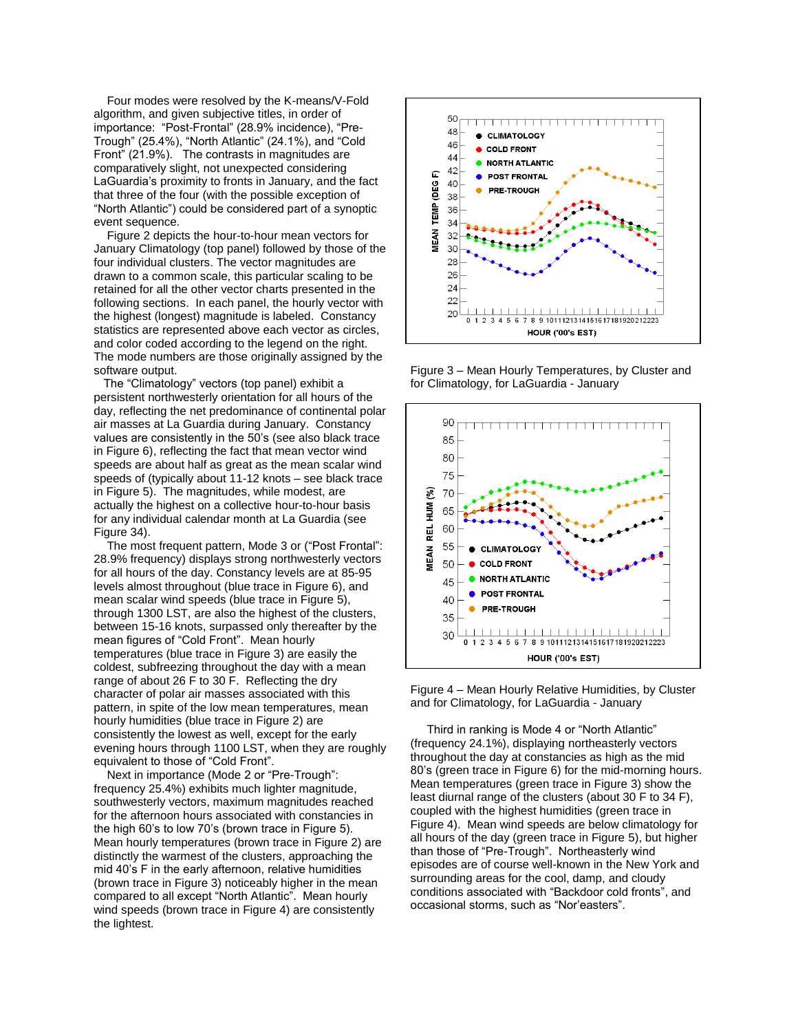Four modes were resolved by the K-means/V-Fold algorithm, and given subjective titles, in order of importance: "Post-Frontal" (28.9% incidence), "Pre-Trough" (25.4%), "North Atlantic" (24.1%), and "Cold Front" (21.9%). The contrasts in magnitudes are comparatively slight, not unexpected considering LaGuardia's proximity to fronts in January, and the fact that three of the four (with the possible exception of "North Atlantic") could be considered part of a synoptic event sequence.

Figure 2 depicts the hour-to-hour mean vectors for January Climatology (top panel) followed by those of the four individual clusters. The vector magnitudes are drawn to a common scale, this particular scaling to be retained for all the other vector charts presented in the following sections. In each panel, the hourly vector with the highest (longest) magnitude is labeled. Constancy statistics are represented above each vector as circles, and color coded according to the legend on the right. The mode numbers are those originally assigned by the software output.

The "Climatology" vectors (top panel) exhibit a persistent northwesterly orientation for all hours of the day, reflecting the net predominance of continental polar air masses at La Guardia during January. Constancy values are consistently in the 50's (see also black trace in Figure 6), reflecting the fact that mean vector wind speeds are about half as great as the mean scalar wind speeds of (typically about 11-12 knots – see black trace in Figure 5). The magnitudes, while modest, are actually the highest on a collective hour-to-hour basis for any individual calendar month at La Guardia (see Figure 34).

The most frequent pattern, Mode 3 or ("Post Frontal": 28.9% frequency) displays strong northwesterly vectors for all hours of the day. Constancy levels are at 85-95 levels almost throughout (blue trace in Figure 6), and mean scalar wind speeds (blue trace in Figure 5), through 1300 LST, are also the highest of the clusters, between 15-16 knots, surpassed only thereafter by the mean figures of "Cold Front". Mean hourly temperatures (blue trace in Figure 3) are easily the coldest, subfreezing throughout the day with a mean range of about 26 F to 30 F. Reflecting the dry character of polar air masses associated with this pattern, in spite of the low mean temperatures, mean hourly humidities (blue trace in Figure 2) are consistently the lowest as well, except for the early evening hours through 1100 LST, when they are roughly equivalent to those of "Cold Front".

Next in importance (Mode 2 or "Pre-Trough": frequency 25.4%) exhibits much lighter magnitude, southwesterly vectors, maximum magnitudes reached for the afternoon hours associated with constancies in the high 60's to low 70's (brown trace in Figure 5). Mean hourly temperatures (brown trace in Figure 2) are distinctly the warmest of the clusters, approaching the mid 40's F in the early afternoon, relative humidities (brown trace in Figure 3) noticeably higher in the mean compared to all except "North Atlantic". Mean hourly wind speeds (brown trace in Figure 4) are consistently the lightest.

Figure 3 – Mean Hourly Temperatures, by Cluster and for Climatology, for LaGuardia - January

Figure 4 – Mean Hourly Relative Humidities, by Cluster and for Climatology, for LaGuardia - January

Third in ranking is Mode 4 or "North Atlantic" (frequency 24.1%), displaying northeasterly vectors throughout the day at constancies as high as the mid 80's (green trace in Figure 6) for the mid-morning hours. Mean temperatures (green trace in Figure 3) show the least diurnal range of the clusters (about 30 F to 34 F), coupled with the highest humidities (green trace in Figure 4). Mean wind speeds are below climatology for all hours of the day (green trace in Figure 5), but higher than those of "Pre-Trough". Northeasterly wind episodes are of course well-known in the New York and surrounding areas for the cool, damp, and cloudy conditions associated with "Backdoor cold fronts", and occasional storms, such as "Nor'easters".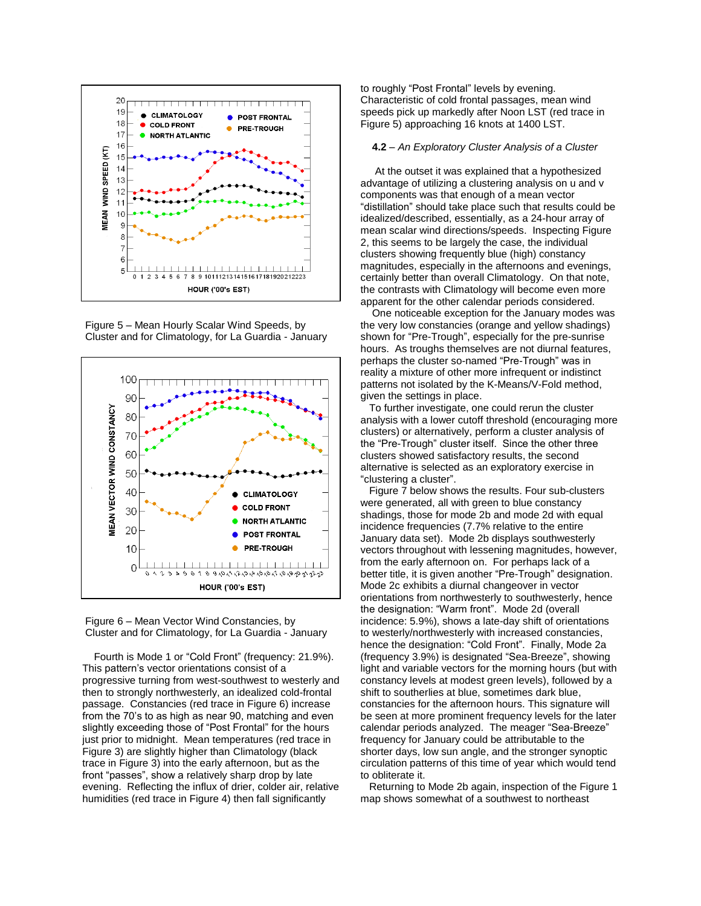Figure 5 – Mean Hourly Scalar Wind Speeds, by Cluster and for Climatology, for La Guardia - January

Figure 6 – Mean Vector Wind Constancies, by Cluster and for Climatology, for La Guardia - January

Fourth is Mode 1 or "Cold Front" (frequency: 21.9%). This pattern's vector orientations consist of a progressive turning from west-southwest to westerly and then to strongly northwesterly, an idealized cold-frontal passage. Constancies (red trace in Figure 6) increase from the 70's to as high as near 90, matching and even slightly exceeding those of "Post Frontal" for the hours just prior to midnight. Mean temperatures (red trace in Figure 3) are slightly higher than Climatology (black trace in Figure 3) into the early afternoon, but as the front "passes", show a relatively sharp drop by late evening. Reflecting the influx of drier, colder air, relative humidities (red trace in Figure 4) then fall significantly to roughly "Post Frontal" levels by evening. Characteristic of cold frontal passages, mean wind speeds pick up markedly after Noon LST (red trace in Figure 5) approaching 16 knots at 1400 LST.

### 4.2 – *An Exploratory Cluster Analysis of a Cluster*

At the outset it was explained that a hypothesized advantage of utilizing a clustering analysis on u and v components was that enough of a mean vector "distillation" should take place such that results could be idealized/described, essentially, as a 24-hour array of mean scalar wind directions/speeds. Inspecting Figure 2, this seems to be largely the case, the individual clusters showing frequently blue (high) constancy magnitudes, especially in the afternoons and evenings, certainly better than overall Climatology. On that note, the contrasts with Climatology will become even more apparent for the other calendar periods considered.

One noticeable exception for the January modes was the very low constancies (orange and yellow shadings) shown for "Pre-Trough", especially for the pre-sunrise hours. As troughs themselves are not diurnal features, perhaps the cluster so-named "Pre-Trough" was in reality a mixture of other more infrequent or indistinct patterns not isolated by the K-Means/V-Fold method, given the settings in place.

To further investigate, one could rerun the cluster analysis with a lower cutoff threshold (encouraging more clusters) or alternatively, perform a cluster analysis of the "Pre-Trough" cluster itself. Since the other three clusters showed satisfactory results, the second alternative is selected as an exploratory exercise in "clustering a cluster".

Figure 7 below shows the results. Four sub-clusters were generated, all with green to blue constancy shadings, those for mode 2b and mode 2d with equal incidence frequencies (7.7% relative to the entire January data set). Mode 2b displays southwesterly vectors throughout with lessening magnitudes, however, from the early afternoon on. For perhaps lack of a better title, it is given another "Pre-Trough" designation. Mode 2c exhibits a diurnal changeover in vector orientations from northwesterly to southwesterly, hence the designation: "Warm front". Mode 2d (overall incidence: 5.9%), shows a late-day shift of orientations to westerly/northwesterly with increased constancies, hence the designation: "Cold Front". Finally, Mode 2a (frequency 3.9%) is designated "Sea-Breeze", showing light and variable vectors for the morning hours (but with constancy levels at modest green levels), followed by a shift to southerlies at blue, sometimes dark blue, constancies for the afternoon hours. This signature will be seen at more prominent frequency levels for the later calendar periods analyzed. The meager "Sea-Breeze" frequency for January could be attributable to the shorter days, low sun angle, and the stronger synoptic circulation patterns of this time of year which would tend to obliterate it.

Returning to Mode 2b again, inspection of the Figure 1 map shows somewhat of a southwest to northeast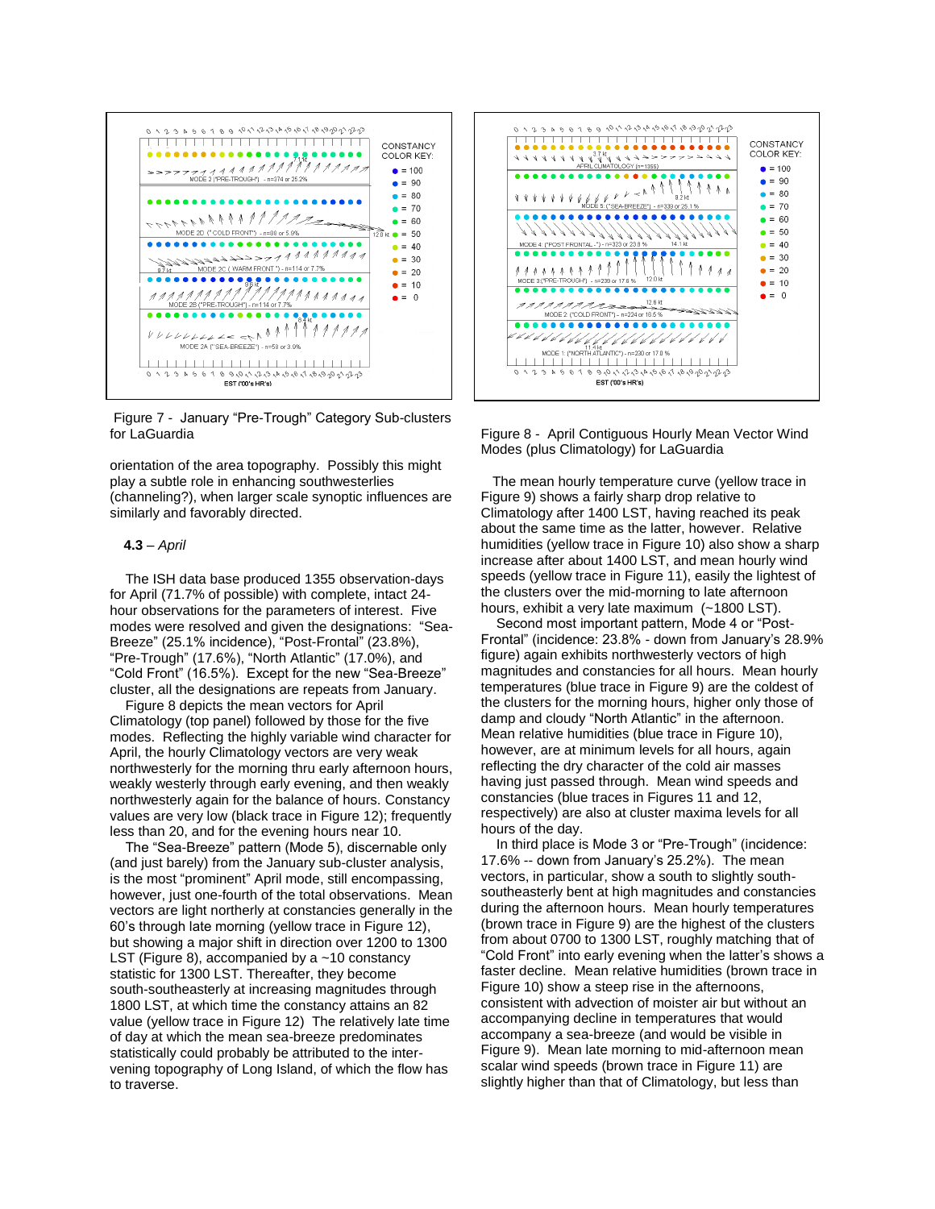Figure 7 - January "Pre-Trough" Category Sub-clusters for LaGuardia

orientation of the area topography. Possibly this might play a subtle role in enhancing southwesterlies (channeling?), when larger scale synoptic influences are similarly and favorably directed.

**4.3** – *April*

The ISH data base produced 1355 observation-days for April (71.7% of possible) with complete, intact 24-hour observations for the parameters of interest. Five modes were resolved and given the designations: "Sea-Breeze" (25.1% incidence), "Post-Frontal" (23.8%), "Pre-Trough" (17.6%), "North Atlantic" (17.0%), and "Cold Front" (16.5%). Except for the new "Sea-Breeze" cluster, all the designations are repeats from January.

Figure 8 depicts the mean vectors for April Climatology (top panel) followed by those for the five modes. Reflecting the highly variable wind character for April, the hourly Climatology vectors are very weak northwesterly for the morning thru early afternoon hours, weakly westerly through early evening, and then weakly northwesterly again for the balance of hours. Constancy values are very low (black trace in Figure 12); frequently less than 20, and for the evening hours near 10.

The "Sea-Breeze" pattern (Mode 5), discernable only (and just barely) from the January sub-cluster analysis, is the most "prominent" April mode, still encompassing, however, just one-fourth of the total observations. Mean vectors are light northerly at constancies generally in the 60's through late morning (yellow trace in Figure 12), but showing a major shift in direction over 1200 to 1300 LST (Figure 8), accompanied by a ~10 constancy statistic for 1300 LST. Thereafter, they become south-southeasterly at increasing magnitudes through 1800 LST, at which time the constancy attains an 82 value (yellow trace in Figure 12) The relatively late time of day at which the mean sea-breeze predominates statistically could probably be attributed to the intervening topography of Long Island, of which the flow has to traverse.

Figure 8 - April Contiguous Hourly Mean Vector Wind Modes (plus Climatology) for LaGuardia

The mean hourly temperature curve (yellow trace in Figure 9) shows a fairly sharp drop relative to Climatology after 1400 LST, having reached its peak about the same time as the latter, however. Relative humidities (yellow trace in Figure 10) also show a sharp increase after about 1400 LST, and mean hourly wind speeds (yellow trace in Figure 11), easily the lightest of the clusters over the mid-morning to late afternoon hours, exhibit a very late maximum (~1800 LST).

Second most important pattern, Mode 4 or "Post-Frontal" (incidence: 23.8% - down from January's 28.9% figure) again exhibits northwesterly vectors of high magnitudes and constancies for all hours. Mean hourly temperatures (blue trace in Figure 9) are the coldest of the clusters for the morning hours, higher only those of damp and cloudy "North Atlantic" in the afternoon. Mean relative humidities (blue trace in Figure 10), however, are at minimum levels for all hours, again reflecting the dry character of the cold air masses having just passed through. Mean wind speeds and constancies (blue traces in Figures 11 and 12, respectively) are also at cluster maxima levels for all hours of the day.

In third place is Mode 3 or "Pre-Trough" (incidence: 17.6% -- down from January's 25.2%). The mean vectors, in particular, show a south to slightly south-southeasterly bent at high magnitudes and constancies during the afternoon hours. Mean hourly temperatures (brown trace in Figure 9) are the highest of the clusters from about 0700 to 1300 LST, roughly matching that of "Cold Front" into early evening when the latter's shows a faster decline. Mean relative humidities (brown trace in Figure 10) show a steep rise in the afternoons, consistent with advection of moister air but without an accompanying decline in temperatures that would accompany a sea-breeze (and would be visible in Figure 9). Mean late morning to mid-afternoon mean scalar wind speeds (brown trace in Figure 11) are slightly higher than that of Climatology, but less than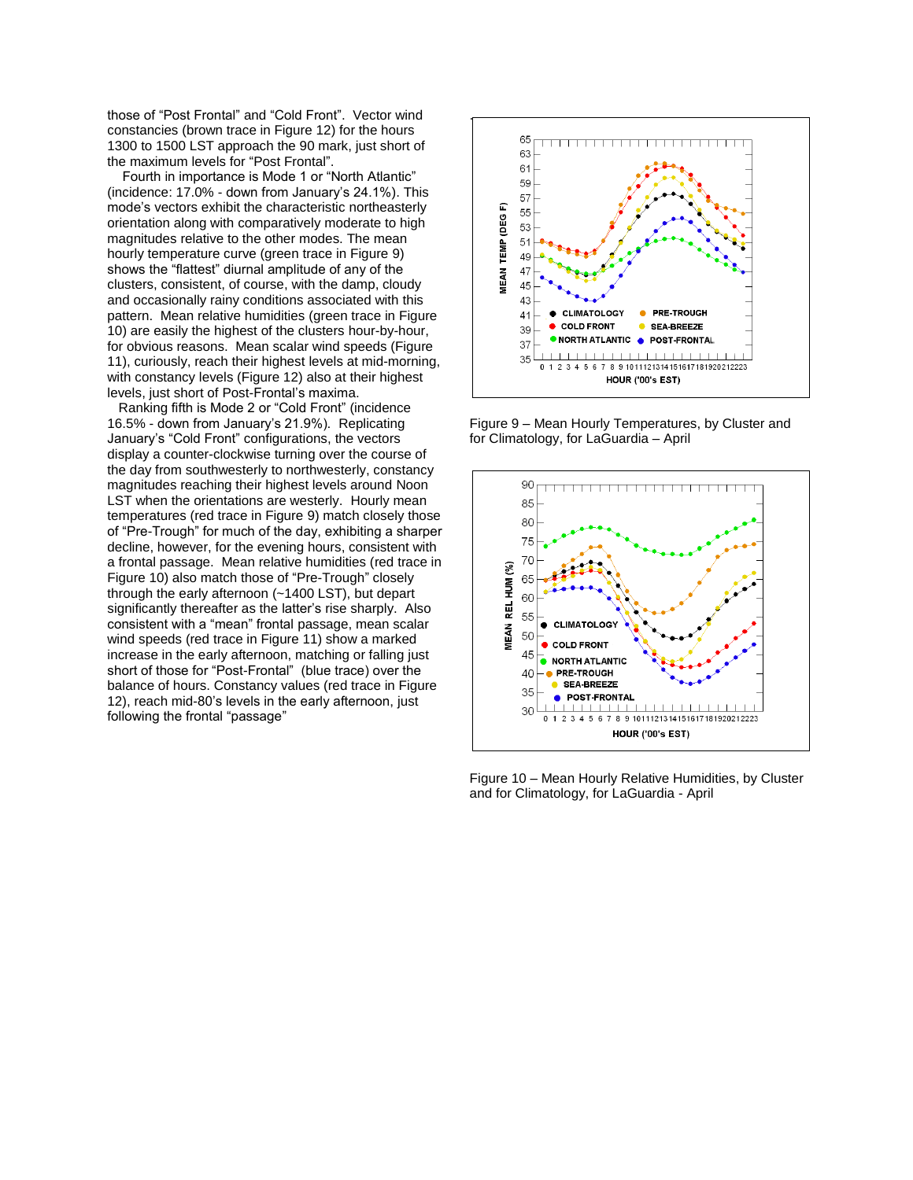those of "Post Frontal" and "Cold Front". Vector wind constancies (brown trace in Figure 12) for the hours 1300 to 1500 LST approach the 90 mark, just short of the maximum levels for "Post Frontal".

Fourth in importance is Mode 1 or "North Atlantic" (incidence: 17.0% - down from January's 24.1%). This mode's vectors exhibit the characteristic northeasterly orientation along with comparatively moderate to high magnitudes relative to the other modes. The mean hourly temperature curve (green trace in Figure 9) shows the "flattest" diurnal amplitude of any of the clusters, consistent, of course, with the damp, cloudy and occasionally rainy conditions associated with this pattern. Mean relative humidities (green trace in Figure 10) are easily the highest of the clusters hour-by-hour, for obvious reasons. Mean scalar wind speeds (Figure 11), curiously, reach their highest levels at mid-morning, with constancy levels (Figure 12) also at their highest levels, just short of Post-Frontal's maxima.

Ranking fifth is Mode 2 or "Cold Front" (incidence 16.5% - down from January's 21.9%). Replicating January's "Cold Front" configurations, the vectors display a counter-clockwise turning over the course of the day from southwesterly to northwesterly, constancy magnitudes reaching their highest levels around Noon LST when the orientations are westerly. Hourly mean temperatures (red trace in Figure 9) match closely those of "Pre-Trough" for much of the day, exhibiting a sharper decline, however, for the evening hours, consistent with a frontal passage. Mean relative humidities (red trace in Figure 10) also match those of "Pre-Trough" closely through the early afternoon (~1400 LST), but depart significantly thereafter as the latter's rise sharply. Also consistent with a "mean" frontal passage, mean scalar wind speeds (red trace in Figure 11) show a marked increase in the early afternoon, matching or falling just short of those for "Post-Frontal" (blue trace) over the balance of hours. Constancy values (red trace in Figure 12), reach mid-80's levels in the early afternoon, just following the frontal "passage"

Figure 9 – Mean Hourly Temperatures, by Cluster and for Climatology, for LaGuardia – April

Figure 10 – Mean Hourly Relative Humidities, by Cluster and for Climatology, for LaGuardia - April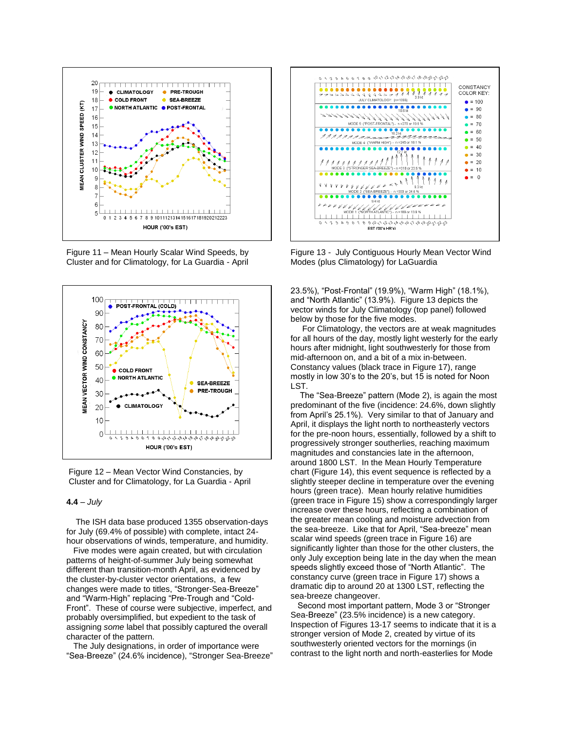Figure 11 – Mean Hourly Scalar Wind Speeds, by Cluster and for Climatology, for La Guardia - April

Figure 12 – Mean Vector Wind Constancies, by Cluster and for Climatology, for La Guardia - April

### 4.4 – *July*

The ISH data base produced 1355 observation-days for July (69.4% of possible) with complete, intact 24-hour observations of winds, temperature, and humidity.

Five modes were again created, but with circulation patterns of height-of-summer July being somewhat different than transition-month April, as evidenced by the cluster-by-cluster vector orientations, a few changes were made to titles, "Stronger-Sea-Breeze" and "Warm-High" replacing "Pre-Trough and "Cold-Front". These of course were subjective, imperfect, and probably oversimplified, but expedient to the task of assigning *some* label that possibly captured the overall character of the pattern.

The July designations, in order of importance were "Sea-Breeze" (24.6% incidence), "Stronger Sea-Breeze" 23.5%), "Post-Frontal" (19.9%), "Warm High" (18.1%), and "North Atlantic" (13.9%). Figure 13 depicts the vector winds for July Climatology (top panel) followed below by those for the five modes.

Figure 13 - July Contiguous Hourly Mean Vector Wind Modes (plus Climatology) for LaGuardia

For Climatology, the vectors are at weak magnitudes for all hours of the day, mostly light westerly for the early hours after midnight, light southwesterly for those from mid-afternoon on, and a bit of a mix in-between. Constancy values (black trace in Figure 17), range mostly in low 30's to the 20's, but 15 is noted for Noon LST.

The "Sea-Breeze" pattern (Mode 2), is again the most predominant of the five (incidence: 24.6%, down slightly from April's 25.1%). Very similar to that of January and April, it displays the light north to northeasterly vectors for the pre-noon hours, essentially, followed by a shift to progressively stronger southerlies, reaching maximum magnitudes and constancies late in the afternoon, around 1800 LST. In the Mean Hourly Temperature chart (Figure 14), this event sequence is reflected by a slightly steeper decline in temperature over the evening hours (green trace). Mean hourly relative humidities (green trace in Figure 15) show a correspondingly larger increase over these hours, reflecting a combination of the greater mean cooling and moisture advection from the sea-breeze. Like that for April, "Sea-breeze" mean scalar wind speeds (green trace in Figure 16) are significantly lighter than those for the other clusters, the only July exception being late in the day when the mean speeds slightly exceed those of "North Atlantic". The constancy curve (green trace in Figure 17) shows a dramatic dip to around 20 at 1300 LST, reflecting the sea-breeze changeover.

Second most important pattern, Mode 3 or "Stronger Sea-Breeze" (23.5% incidence) is a new category. Inspection of Figures 13-17 seems to indicate that it is a stronger version of Mode 2, created by virtue of its southwesterly oriented vectors for the mornings (in contrast to the light north and north-easterlies for Mode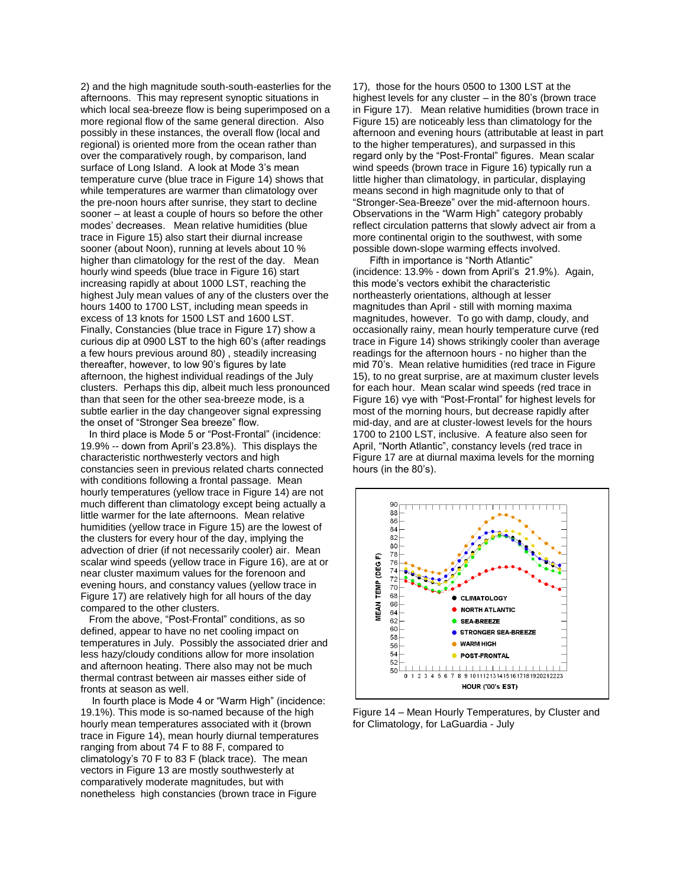2) and the high magnitude south-south-easterlies for the afternoons. This may represent synoptic situations in which local sea-breeze flow is being superimposed on a more regional flow of the same general direction. Also possibly in these instances, the overall flow (local and regional) is oriented more from the ocean rather than over the comparatively rough, by comparison, land surface of Long Island. A look at Mode 3's mean temperature curve (blue trace in Figure 14) shows that while temperatures are warmer than climatology over the pre-noon hours after sunrise, they start to decline sooner – at least a couple of hours so before the other modes' decreases. Mean relative humidities (blue trace in Figure 15) also start their diurnal increase sooner (about Noon), running at levels about 10 % higher than climatology for the rest of the day. Mean hourly wind speeds (blue trace in Figure 16) start increasing rapidly at about 1000 LST, reaching the highest July mean values of any of the clusters over the hours 1400 to 1700 LST, including mean speeds in excess of 13 knots for 1500 LST and 1600 LST. Finally, Constancies (blue trace in Figure 17) show a curious dip at 0900 LST to the high 60's (after readings a few hours previous around 80) , steadily increasing thereafter, however, to low 90's figures by late afternoon, the highest individual readings of the July clusters. Perhaps this dip, albeit much less pronounced than that seen for the other sea-breeze mode, is a subtle earlier in the day changeover signal expressing the onset of "Stronger Sea breeze" flow.

In third place is Mode 5 or "Post-Frontal" (incidence: 19.9% -- down from April's 23.8%). This displays the characteristic northwesterly vectors and high constancies seen in previous related charts connected with conditions following a frontal passage. Mean hourly temperatures (yellow trace in Figure 14) are not much different than climatology except being actually a little warmer for the late afternoons. Mean relative humidities (yellow trace in Figure 15) are the lowest of the clusters for every hour of the day, implying the advection of drier (if not necessarily cooler) air. Mean scalar wind speeds (yellow trace in Figure 16), are at or near cluster maximum values for the forenoon and evening hours, and constancy values (yellow trace in Figure 17) are relatively high for all hours of the day compared to the other clusters.

From the above, "Post-Frontal" conditions, as so defined, appear to have no net cooling impact on temperatures in July. Possibly the associated drier and less hazy/cloudy conditions allow for more insolation and afternoon heating. There also may not be much thermal contrast between air masses either side of fronts at season as well.

In fourth place is Mode 4 or "Warm High" (incidence: 19.1%). This mode is so-named because of the high hourly mean temperatures associated with it (brown trace in Figure 14), mean hourly diurnal temperatures ranging from about 74 F to 88 F, compared to climatology's 70 F to 83 F (black trace). The mean vectors in Figure 13 are mostly southwesterly at comparatively moderate magnitudes, but with nonetheless high constancies (brown trace in Figure 17), those for the hours 0500 to 1300 LST at the highest levels for any cluster – in the 80's (brown trace in Figure 17). Mean relative humidities (brown trace in Figure 15) are noticeably less than climatology for the afternoon and evening hours (attributable at least in part to the higher temperatures), and surpassed in this regard only by the "Post-Frontal" figures. Mean scalar wind speeds (brown trace in Figure 16) typically run a little higher than climatology, in particular, displaying means second in high magnitude only to that of "Stronger-Sea-Breeze" over the mid-afternoon hours. Observations in the "Warm High" category probably reflect circulation patterns that slowly advect air from a more continental origin to the southwest, with some possible down-slope warming effects involved.

Fifth in importance is "North Atlantic" (incidence: 13.9% - down from April's 21.9%). Again, this mode's vectors exhibit the characteristic northeasterly orientations, although at lesser magnitudes than April - still with morning maxima magnitudes, however. To go with damp, cloudy, and occasionally rainy, mean hourly temperature curve (red trace in Figure 14) shows strikingly cooler than average readings for the afternoon hours - no higher than the mid 70's. Mean relative humidities (red trace in Figure 15), to no great surprise, are at maximum cluster levels for each hour. Mean scalar wind speeds (red trace in Figure 16) vye with "Post-Frontal" for highest levels for most of the morning hours, but decrease rapidly after mid-day, and are at cluster-lowest levels for the hours 1700 to 2100 LST, inclusive. A feature also seen for April, "North Atlantic", constancy levels (red trace in Figure 17 are at diurnal maxima levels for the morning hours (in the 80's).

Figure 14 – Mean Hourly Temperatures, by Cluster and for Climatology, for LaGuardia - July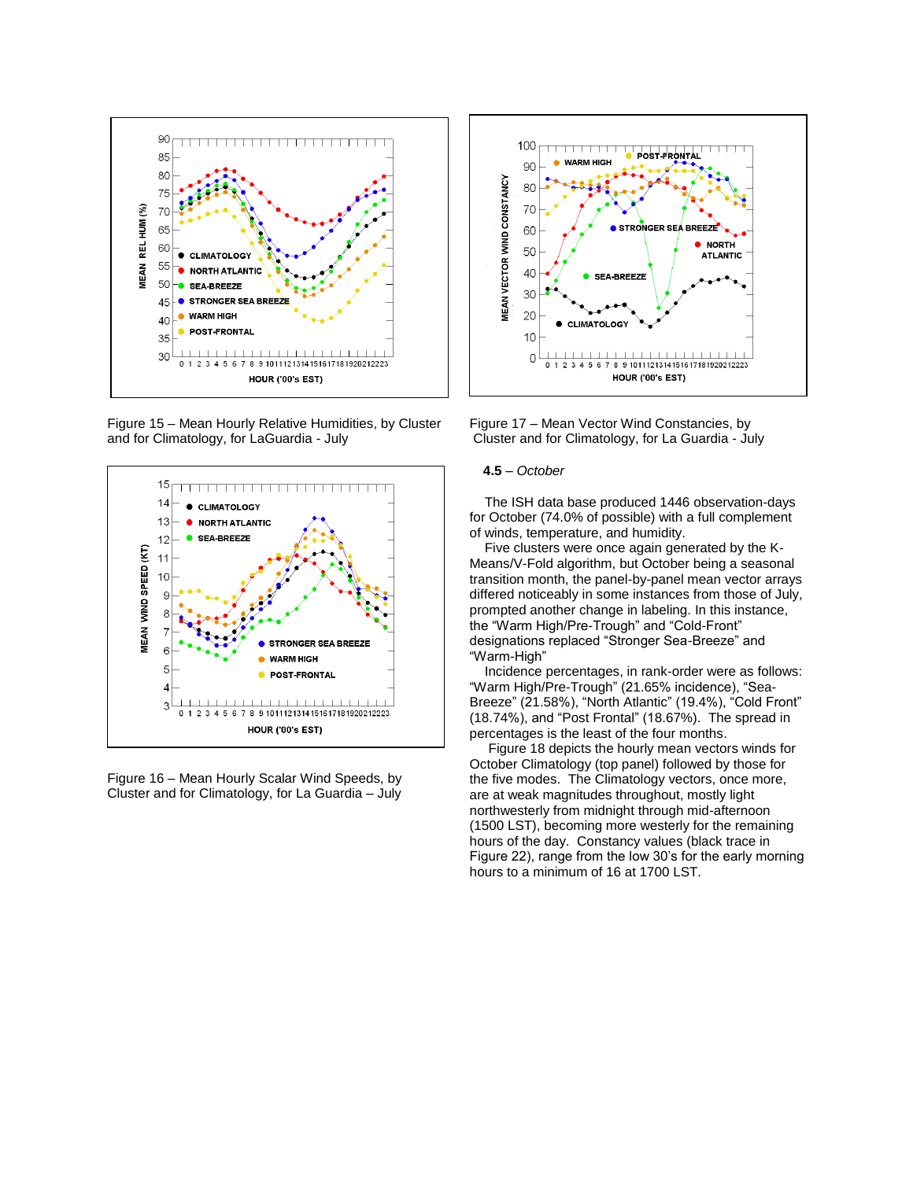Figure 15 – Mean Hourly Relative Humidities, by Cluster and for Climatology, for LaGuardia - July

Figure 16 – Mean Hourly Scalar Wind Speeds, by Cluster and for Climatology, for La Guardia – July

Figure 17 – Mean Vector Wind Constancies, by Cluster and for Climatology, for La Guardia - July

**4.5** – *October*

The ISH data base produced 1446 observation-days for October (74.0% of possible) with a full complement of winds, temperature, and humidity.

Five clusters were once again generated by the K-Means/V-Fold algorithm, but October being a seasonal transition month, the panel-by-panel mean vector arrays differed noticeably in some instances from those of July, prompted another change in labeling. In this instance, the "Warm High/Pre-Trough" and "Cold-Front" designations replaced "Stronger Sea-Breeze" and "Warm-High"

Incidence percentages, in rank-order were as follows: "Warm High/Pre-Trough" (21.65% incidence), "Sea-Breeze" (21.58%), "North Atlantic" (19.4%), "Cold Front" (18.74%), and "Post Frontal" (18.67%). The spread in percentages is the least of the four months.

Figure 18 depicts the hourly mean vectors winds for October Climatology (top panel) followed by those for the five modes. The Climatology vectors, once more, are at weak magnitudes throughout, mostly light northwesterly from midnight through mid-afternoon (1500 LST), becoming more westerly for the remaining hours of the day. Constancy values (black trace in Figure 22), range from the low 30's for the early morning hours to a minimum of 16 at 1700 LST.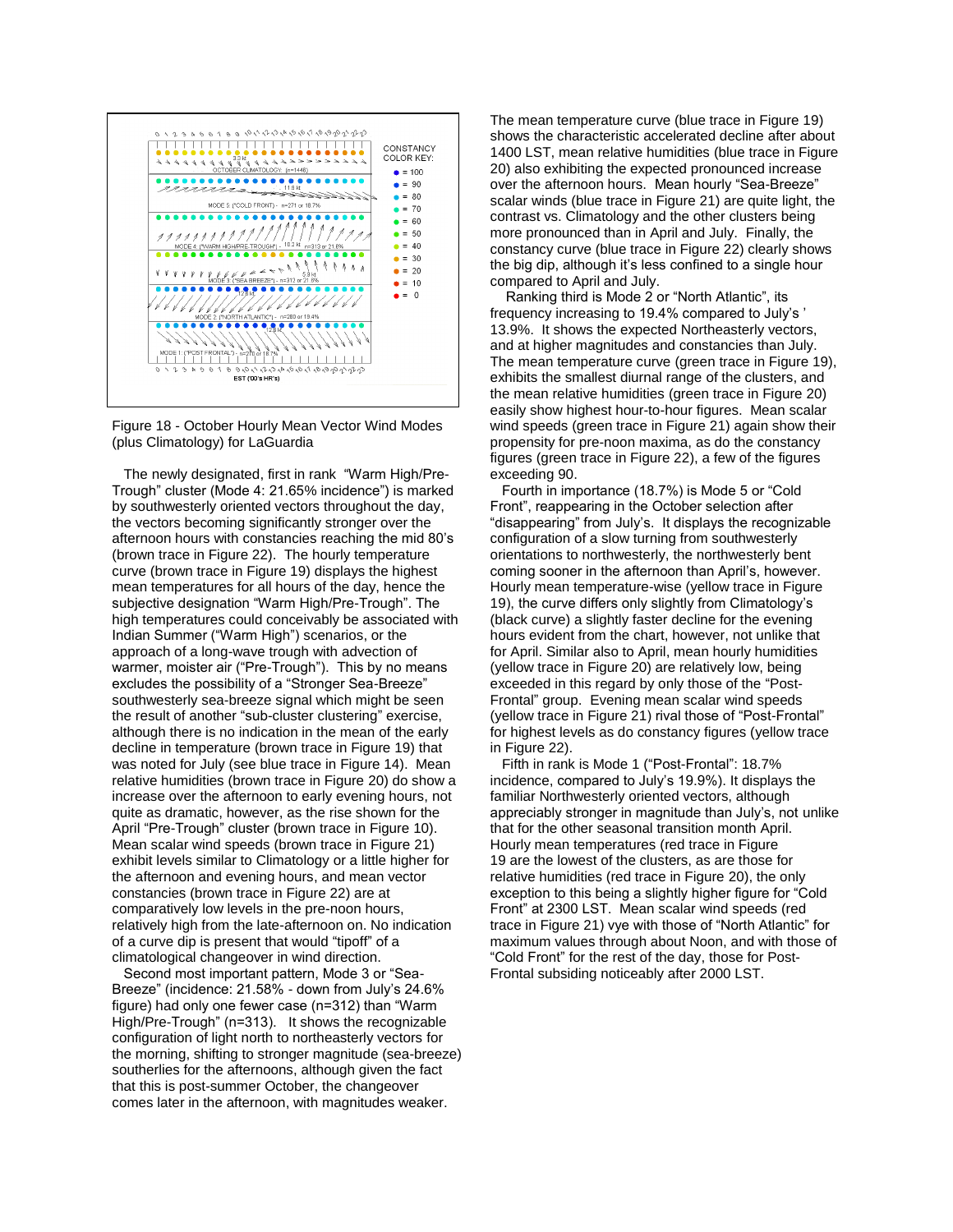Figure 18 - October Hourly Mean Vector Wind Modes (plus Climatology) for LaGuardia

The newly designated, first in rank "Warm High/Pre-Trough" cluster (Mode 4: 21.65% incidence") is marked by southwesterly oriented vectors throughout the day, the vectors becoming significantly stronger over the afternoon hours with constancies reaching the mid 80's (brown trace in Figure 22). The hourly temperature curve (brown trace in Figure 19) displays the highest mean temperatures for all hours of the day, hence the subjective designation "Warm High/Pre-Trough". The high temperatures could conceivably be associated with Indian Summer ("Warm High") scenarios, or the approach of a long-wave trough with advection of warmer, moister air ("Pre-Trough"). This by no means excludes the possibility of a "Stronger Sea-Breeze" southwesterly sea-breeze signal which might be seen the result of another "sub-cluster clustering" exercise, although there is no indication in the mean of the early decline in temperature (brown trace in Figure 19) that was noted for July (see blue trace in Figure 14). Mean relative humidities (brown trace in Figure 20) do show a increase over the afternoon to early evening hours, not quite as dramatic, however, as the rise shown for the April "Pre-Trough" cluster (brown trace in Figure 10). Mean scalar wind speeds (brown trace in Figure 21) exhibit levels similar to Climatology or a little higher for the afternoon and evening hours, and mean vector constancies (brown trace in Figure 22) are at comparatively low levels in the pre-noon hours, relatively high from the late-afternoon on. No indication of a curve dip is present that would "tipoff" of a climatological changeover in wind direction.

Second most important pattern, Mode 3 or "Sea-Breeze" (incidence: 21.58% - down from July's 24.6% figure) had only one fewer case (n=312) than "Warm High/Pre-Trough" (n=313). It shows the recognizable configuration of light north to northeasterly vectors for the morning, shifting to stronger magnitude (sea-breeze) southerlies for the afternoons, although given the fact that this is post-summer October, the changeover comes later in the afternoon, with magnitudes weaker. The mean temperature curve (blue trace in Figure 19) shows the characteristic accelerated decline after about 1400 LST, mean relative humidities (blue trace in Figure 20) also exhibiting the expected pronounced increase over the afternoon hours. Mean hourly "Sea-Breeze" scalar winds (blue trace in Figure 21) are quite light, the contrast vs. Climatology and the other clusters being more pronounced than in April and July. Finally, the constancy curve (blue trace in Figure 22) clearly shows the big dip, although it's less confined to a single hour compared to April and July.

Ranking third is Mode 2 or "North Atlantic", its frequency increasing to 19.4% compared to July's ' 13.9%. It shows the expected Northeasterly vectors, and at higher magnitudes and constancies than July. The mean temperature curve (green trace in Figure 19), exhibits the smallest diurnal range of the clusters, and the mean relative humidities (green trace in Figure 20) easily show highest hour-to-hour figures. Mean scalar wind speeds (green trace in Figure 21) again show their propensity for pre-noon maxima, as do the constancy figures (green trace in Figure 22), a few of the figures exceeding 90.

Fourth in importance (18.7%) is Mode 5 or "Cold Front", reappearing in the October selection after "disappearing" from July's. It displays the recognizable configuration of a slow turning from southwesterly orientations to northwesterly, the northwesterly bent coming sooner in the afternoon than April's, however. Hourly mean temperature-wise (yellow trace in Figure 19), the curve differs only slightly from Climatology's (black curve) a slightly faster decline for the evening hours evident from the chart, however, not unlike that for April. Similar also to April, mean hourly humidities (yellow trace in Figure 20) are relatively low, being exceeded in this regard by only those of the "Post-Frontal" group. Evening mean scalar wind speeds (yellow trace in Figure 21) rival those of "Post-Frontal" for highest levels as do constancy figures (yellow trace in Figure 22).

Fifth in rank is Mode 1 ("Post-Frontal": 18.7% incidence, compared to July's 19.9%). It displays the familiar Northwesterly oriented vectors, although appreciably stronger in magnitude than July's, not unlike that for the other seasonal transition month April. Hourly mean temperatures (red trace in Figure 19 are the lowest of the clusters, as are those for relative humidities (red trace in Figure 20), the only exception to this being a slightly higher figure for "Cold Front" at 2300 LST. Mean scalar wind speeds (red trace in Figure 21) vye with those of "North Atlantic" for maximum values through about Noon, and with those of "Cold Front" for the rest of the day, those for Post-Frontal subsiding noticeably after 2000 LST.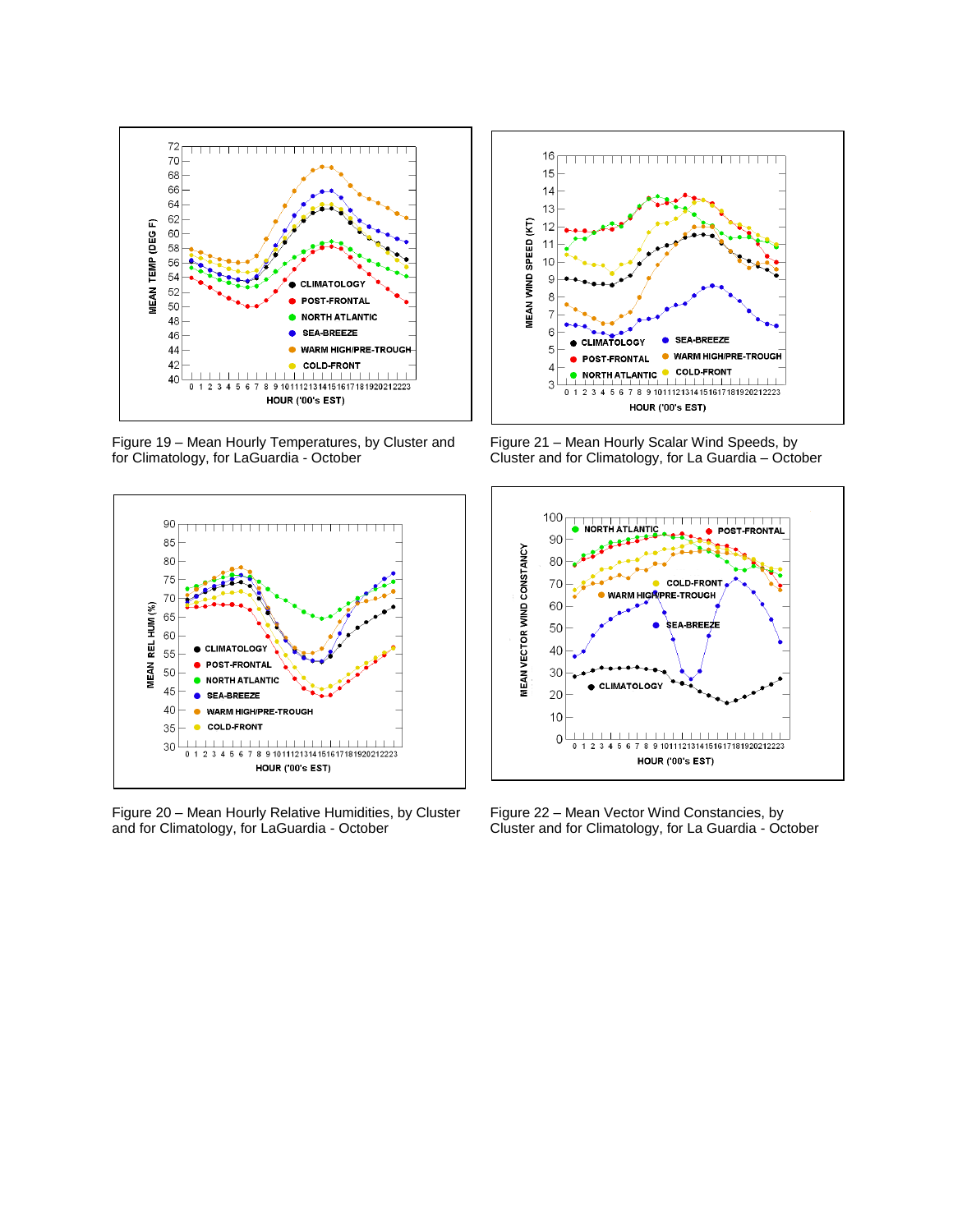Figure 19 – Mean Hourly Temperatures, by Cluster and for Climatology, for LaGuardia - October

Figure 21 – Mean Hourly Scalar Wind Speeds, by Cluster and for Climatology, for La Guardia – October

Figure 20 – Mean Hourly Relative Humidities, by Cluster and for Climatology, for LaGuardia - October

Figure 22 – Mean Vector Wind Constancies, by Cluster and for Climatology, for La Guardia - October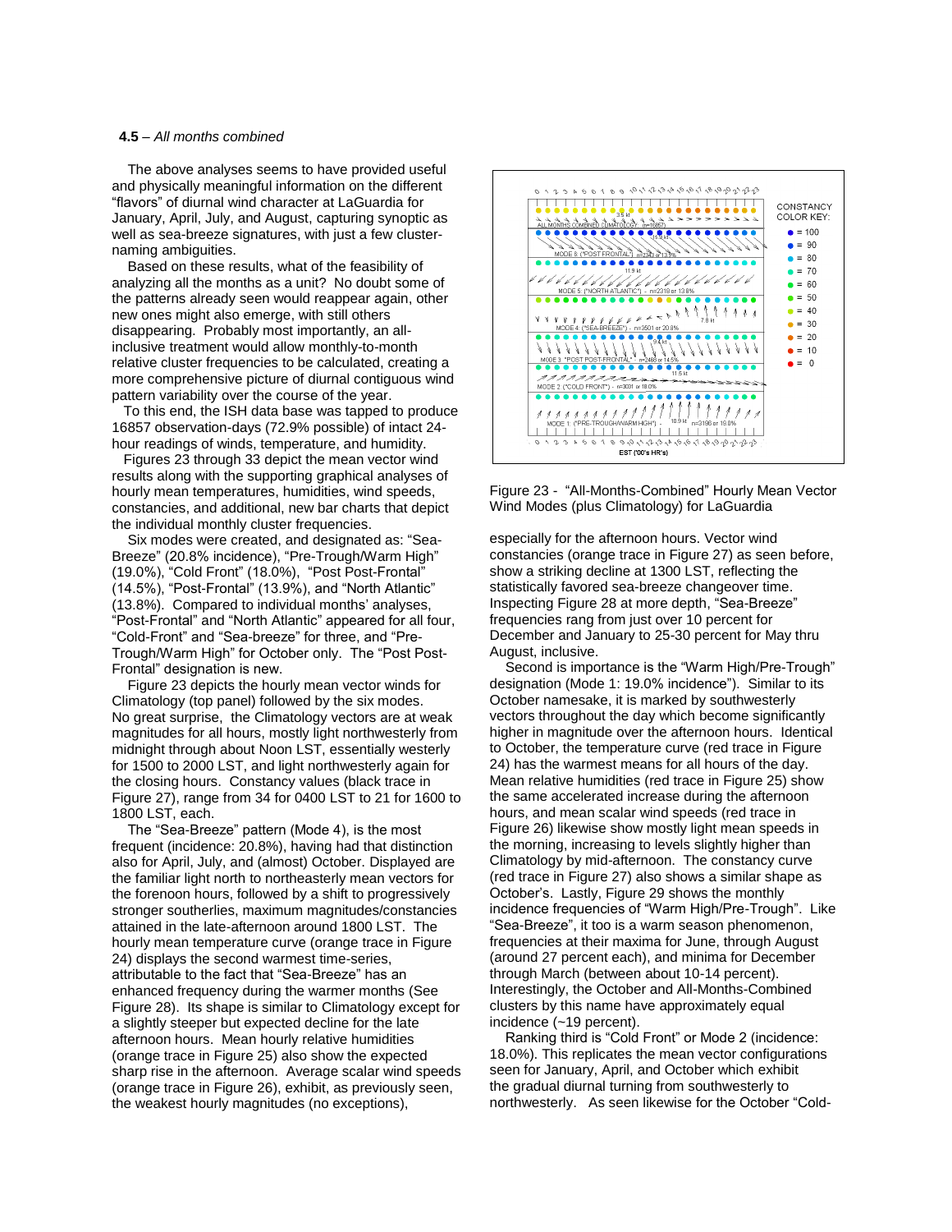**4.5** – *All months combined*

The above analyses seems to have provided useful and physically meaningful information on the different "flavors" of diurnal wind character at LaGuardia for January, April, July, and August, capturing synoptic as well as sea-breeze signatures, with just a few cluster-naming ambiguities.

Based on these results, what of the feasibility of analyzing all the months as a unit? No doubt some of the patterns already seen would reappear again, other new ones might also emerge, with still others disappearing. Probably most importantly, an all-inclusive treatment would allow monthly-to-month relative cluster frequencies to be calculated, creating a more comprehensive picture of diurnal contiguous wind pattern variability over the course of the year.

To this end, the ISH data base was tapped to produce 16857 observation-days (72.9% possible) of intact 24-hour readings of winds, temperature, and humidity.

Figures 23 through 33 depict the mean vector wind results along with the supporting graphical analyses of hourly mean temperatures, humidities, wind speeds, constancies, and additional, new bar charts that depict the individual monthly cluster frequencies.

Six modes were created, and designated as: "Sea-Breeze" (20.8% incidence), "Pre-Trough/Warm High" (19.0%), "Cold Front" (18.0%), "Post Post-Frontal" (14.5%), "Post-Frontal" (13.9%), and "North Atlantic" (13.8%). Compared to individual months' analyses, "Post-Frontal" and "North Atlantic" appeared for all four, "Cold-Front" and "Sea-breeze" for three, and "Pre-Trough/Warm High" for October only. The "Post Post-Frontal" designation is new.

Figure 23 depicts the hourly mean vector winds for Climatology (top panel) followed by the six modes. No great surprise, the Climatology vectors are at weak magnitudes for all hours, mostly light northwesterly from midnight through about Noon LST, essentially westerly for 1500 to 2000 LST, and light northwesterly again for the closing hours. Constancy values (black trace in Figure 27), range from 34 for 0400 LST to 21 for 1600 to 1800 LST, each.

The "Sea-Breeze" pattern (Mode 4), is the most frequent (incidence: 20.8%), having had that distinction also for April, July, and (almost) October. Displayed are the familiar light north to northeasterly mean vectors for the forenoon hours, followed by a shift to progressively stronger southerlies, maximum magnitudes/constancies attained in the late-afternoon around 1800 LST. The hourly mean temperature curve (orange trace in Figure 24) displays the second warmest time-series, attributable to the fact that "Sea-Breeze" has an enhanced frequency during the warmer months (See Figure 28). Its shape is similar to Climatology except for a slightly steeper but expected decline for the late afternoon hours. Mean hourly relative humidities (orange trace in Figure 25) also show the expected sharp rise in the afternoon. Average scalar wind speeds (orange trace in Figure 26), exhibit, as previously seen, the weakest hourly magnitudes (no exceptions),

Figure 23 - "All-Months-Combined" Hourly Mean Vector Wind Modes (plus Climatology) for LaGuardia

especially for the afternoon hours. Vector wind constancies (orange trace in Figure 27) as seen before, show a striking decline at 1300 LST, reflecting the statistically favored sea-breeze changeover time. Inspecting Figure 28 at more depth, "Sea-Breeze" frequencies rang from just over 10 percent for December and January to 25-30 percent for May thru August, inclusive.

Second is importance is the "Warm High/Pre-Trough" designation (Mode 1: 19.0% incidence"). Similar to its October namesake, it is marked by southwesterly vectors throughout the day which become significantly higher in magnitude over the afternoon hours. Identical to October, the temperature curve (red trace in Figure 24) has the warmest means for all hours of the day. Mean relative humidities (red trace in Figure 25) show the same accelerated increase during the afternoon hours, and mean scalar wind speeds (red trace in Figure 26) likewise show mostly light mean speeds in the morning, increasing to levels slightly higher than Climatology by mid-afternoon. The constancy curve (red trace in Figure 27) also shows a similar shape as October's. Lastly, Figure 29 shows the monthly incidence frequencies of "Warm High/Pre-Trough". Like "Sea-Breeze", it too is a warm season phenomenon, frequencies at their maxima for June, through August (around 27 percent each), and minima for December through March (between about 10-14 percent). Interestingly, the October and All-Months-Combined clusters by this name have approximately equal incidence (~19 percent).

Ranking third is "Cold Front" or Mode 2 (incidence: 18.0%). This replicates the mean vector configurations seen for January, April, and October which exhibit the gradual diurnal turning from southwesterly to northwesterly. As seen likewise for the October "Cold-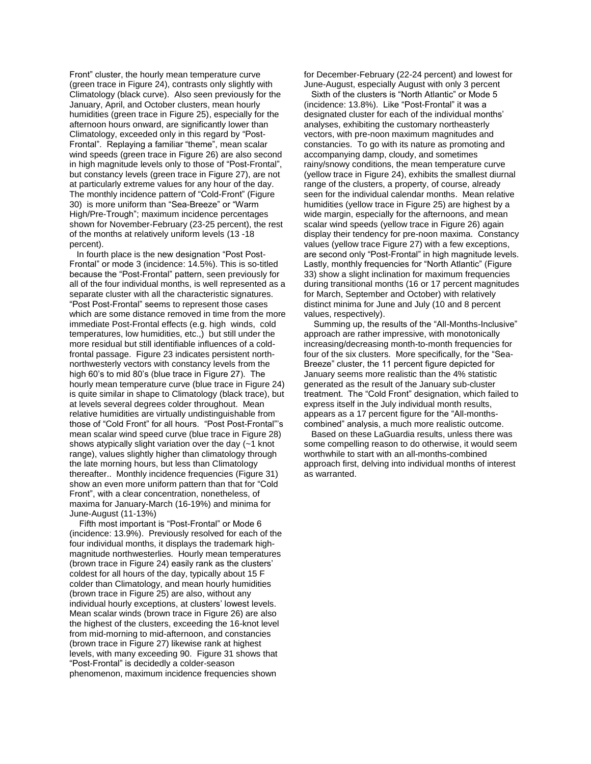Front" cluster, the hourly mean temperature curve (green trace in Figure 24), contrasts only slightly with Climatology (black curve). Also seen previously for the January, April, and October clusters, mean hourly humidities (green trace in Figure 25), especially for the afternoon hours onward, are significantly lower than Climatology, exceeded only in this regard by "Post-Frontal". Replaying a familiar "theme", mean scalar wind speeds (green trace in Figure 26) are also second in high magnitude levels only to those of "Post-Frontal", but constancy levels (green trace in Figure 27), are not at particularly extreme values for any hour of the day. The monthly incidence pattern of "Cold-Front" (Figure 30) is more uniform than "Sea-Breeze" or "Warm High/Pre-Trough"; maximum incidence percentages shown for November-February (23-25 percent), the rest of the months at relatively uniform levels (13 -18 percent).

In fourth place is the new designation "Post Post-Frontal" or mode 3 (incidence: 14.5%). This is so-titled because the "Post-Frontal" pattern, seen previously for all of the four individual months, is well represented as a separate cluster with all the characteristic signatures. "Post Post-Frontal" seems to represent those cases which are some distance removed in time from the more immediate Post-Frontal effects (e.g. high winds, cold temperatures, low humidities, etc.,) but still under the more residual but still identifiable influences of a cold-frontal passage. Figure 23 indicates persistent north-northwesterly vectors with constancy levels from the high 60's to mid 80's (blue trace in Figure 27). The hourly mean temperature curve (blue trace in Figure 24) is quite similar in shape to Climatology (black trace), but at levels several degrees colder throughout. Mean relative humidities are virtually undistinguishable from those of "Cold Front" for all hours. "Post Post-Frontal"'s mean scalar wind speed curve (blue trace in Figure 28) shows atypically slight variation over the day (~1 knot range), values slightly higher than climatology through the late morning hours, but less than Climatology thereafter.. Monthly incidence frequencies (Figure 31) show an even more uniform pattern than that for "Cold Front", with a clear concentration, nonetheless, of maxima for January-March (16-19%) and minima for June-August (11-13%)

Fifth most important is "Post-Frontal" or Mode 6 (incidence: 13.9%). Previously resolved for each of the four individual months, it displays the trademark high-magnitude northwesterlies. Hourly mean temperatures (brown trace in Figure 24) easily rank as the clusters' coldest for all hours of the day, typically about 15 F colder than Climatology, and mean hourly humidities (brown trace in Figure 25) are also, without any individual hourly exceptions, at clusters' lowest levels. Mean scalar winds (brown trace in Figure 26) are also the highest of the clusters, exceeding the 16-knot level from mid-morning to mid-afternoon, and constancies (brown trace in Figure 27) likewise rank at highest levels, with many exceeding 90. Figure 31 shows that "Post-Frontal" is decidedly a colder-season phenomenon, maximum incidence frequencies shown for December-February (22-24 percent) and lowest for June-August, especially August with only 3 percent

Sixth of the clusters is "North Atlantic" or Mode 5 (incidence: 13.8%). Like "Post-Frontal" it was a designated cluster for each of the individual months' analyses, exhibiting the customary northeasterly vectors, with pre-noon maximum magnitudes and constancies. To go with its nature as promoting and accompanying damp, cloudy, and sometimes rainy/snowy conditions, the mean temperature curve (yellow trace in Figure 24), exhibits the smallest diurnal range of the clusters, a property, of course, already seen for the individual calendar months. Mean relative humidities (yellow trace in Figure 25) are highest by a wide margin, especially for the afternoons, and mean scalar wind speeds (yellow trace in Figure 26) again display their tendency for pre-noon maxima. Constancy values (yellow trace Figure 27) with a few exceptions, are second only "Post-Frontal" in high magnitude levels. Lastly, monthly frequencies for "North Atlantic" (Figure 33) show a slight inclination for maximum frequencies during transitional months (16 or 17 percent magnitudes for March, September and October) with relatively distinct minima for June and July (10 and 8 percent values, respectively).

Summing up, the results of the "All-Months-Inclusive" approach are rather impressive, with monotonically increasing/decreasing month-to-month frequencies for four of the six clusters. More specifically, for the "Sea-Breeze" cluster, the 11 percent figure depicted for January seems more realistic than the 4% statistic generated as the result of the January sub-cluster treatment. The "Cold Front" designation, which failed to express itself in the July individual month results, appears as a 17 percent figure for the "All-months-combined" analysis, a much more realistic outcome.

Based on these LaGuardia results, unless there was some compelling reason to do otherwise, it would seem worthwhile to start with an all-months-combined approach first, delving into individual months of interest as warranted.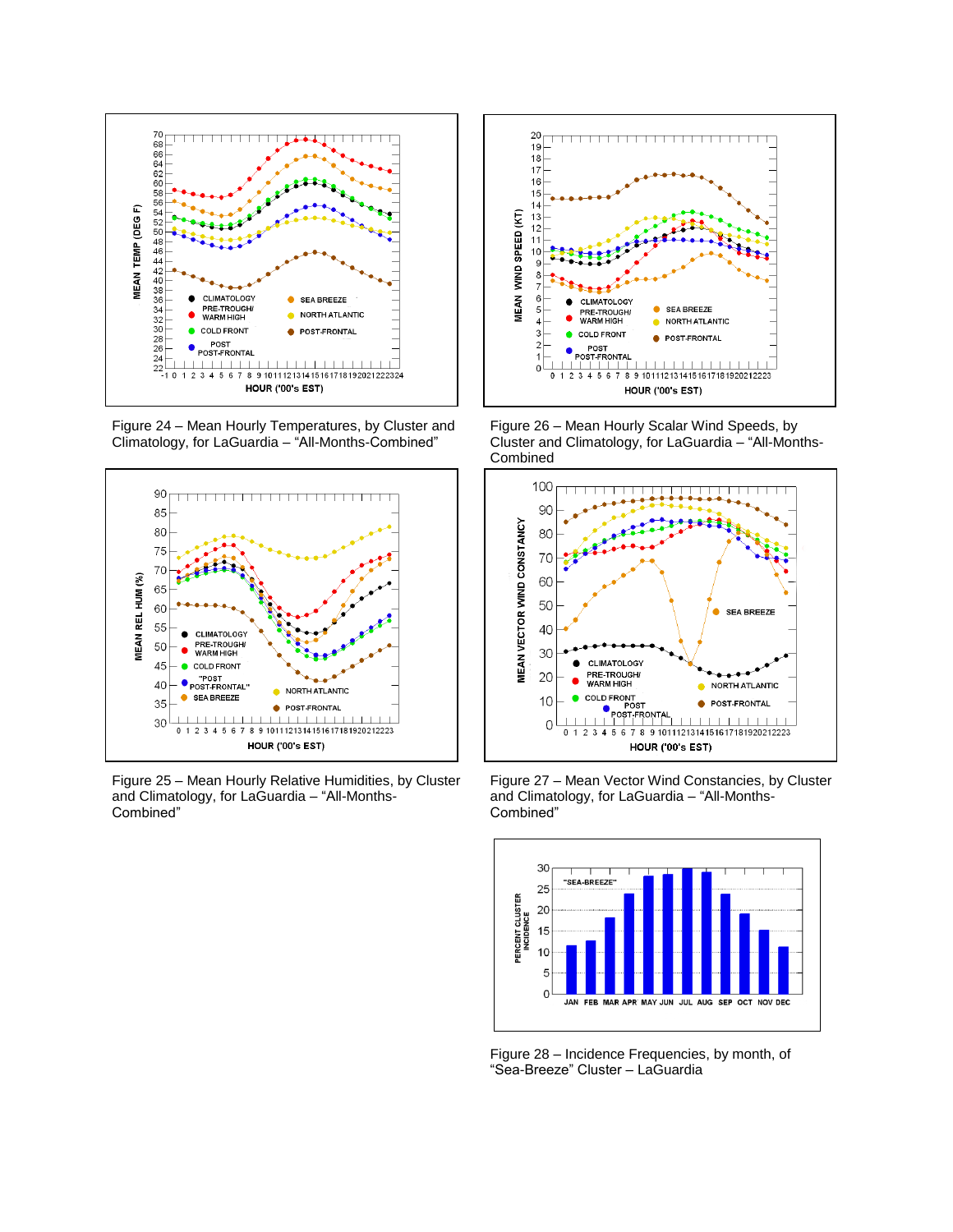Figure 24 – Mean Hourly Temperatures, by Cluster and Climatology, for LaGuardia – "All-Months-Combined"

Figure 26 – Mean Hourly Scalar Wind Speeds, by Cluster and Climatology, for LaGuardia – "All-Months-Combined

Figure 25 – Mean Hourly Relative Humidities, by Cluster and Climatology, for LaGuardia – "All-Months-Combined"

Figure 27 – Mean Vector Wind Constancies, by Cluster and Climatology, for LaGuardia – "All-Months-Combined"

Figure 28 – Incidence Frequencies, by month, of "Sea-Breeze" Cluster – LaGuardia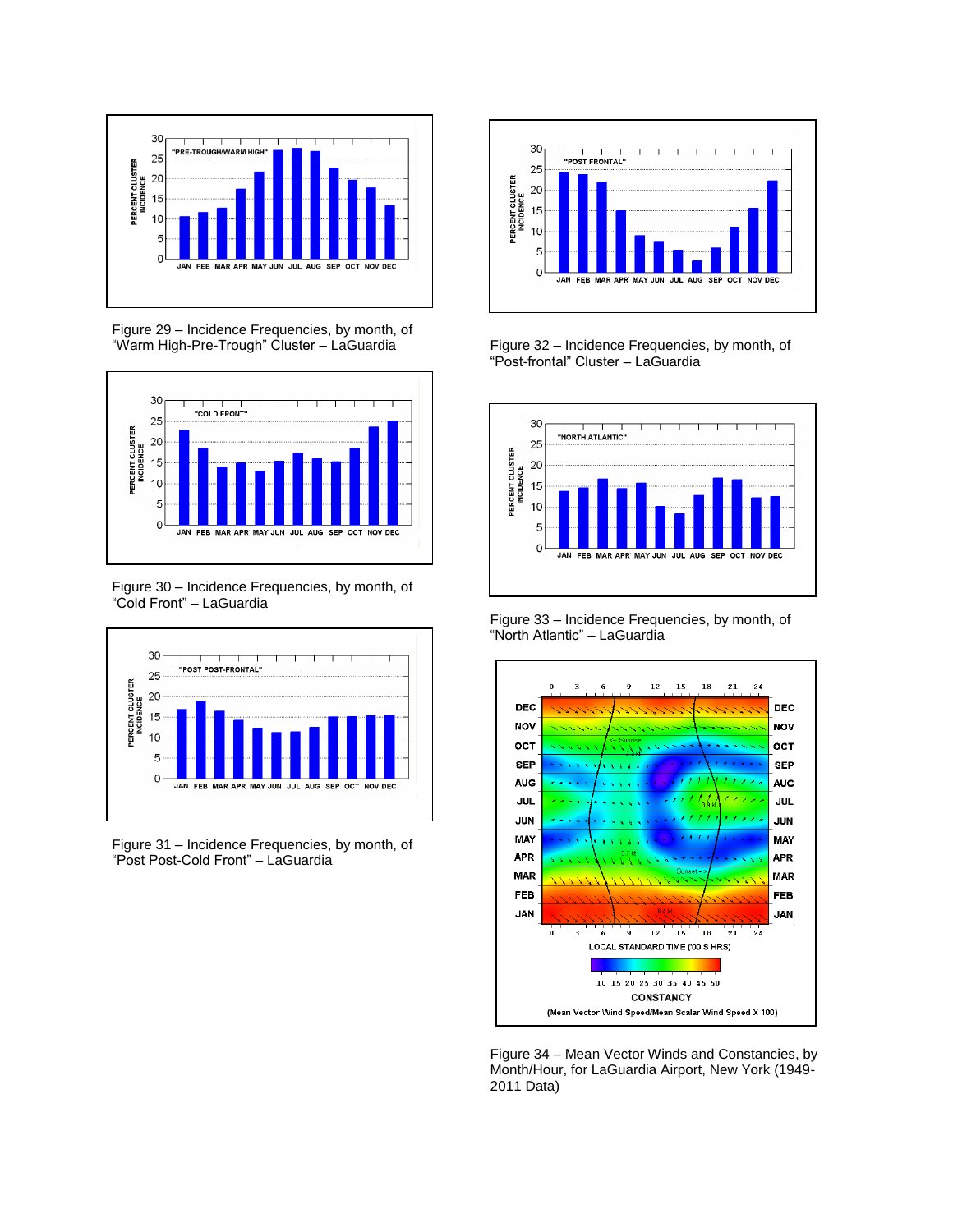Figure 29 – Incidence Frequencies, by month, of "Warm High-Pre-Trough" Cluster – LaGuardia

Figure 30 – Incidence Frequencies, by month, of "Cold Front" – LaGuardia

Figure 31 – Incidence Frequencies, by month, of "Post Post-Cold Front" – LaGuardia

Figure 32 – Incidence Frequencies, by month, of "Post-frontal" Cluster – LaGuardia

Figure 33 – Incidence Frequencies, by month, of "North Atlantic" – LaGuardia

Figure 34 – Mean Vector Winds and Constancies, by Month/Hour, for LaGuardia Airport, New York (1949-2011 Data)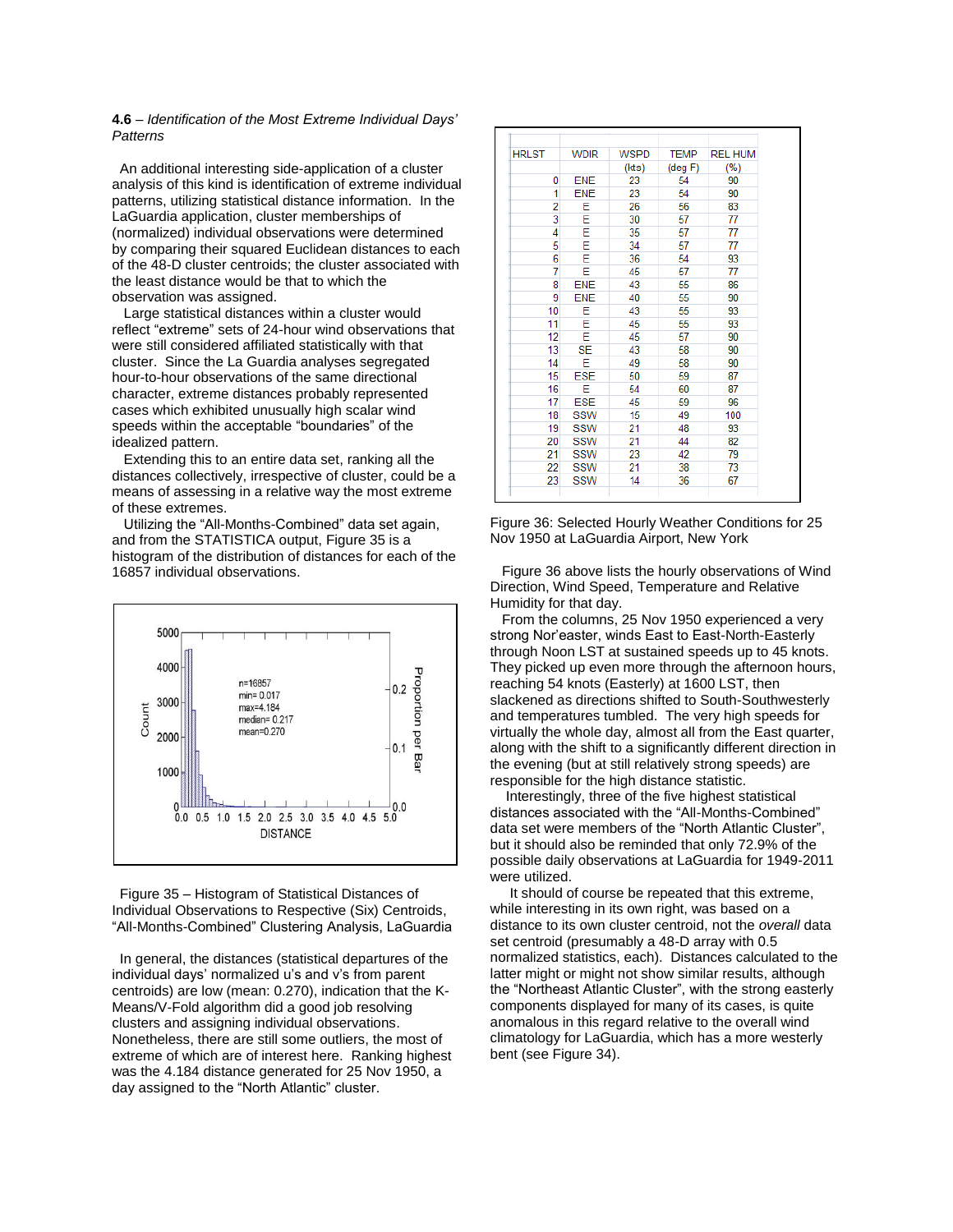**4.6** – *Identification of the Most Extreme Individual Days' Patterns*

An additional interesting side-application of a cluster analysis of this kind is identification of extreme individual patterns, utilizing statistical distance information. In the LaGuardia application, cluster memberships of (normalized) individual observations were determined by comparing their squared Euclidean distances to each of the 48-D cluster centroids; the cluster associated with the least distance would be that to which the observation was assigned.

Large statistical distances within a cluster would reflect "extreme" sets of 24-hour wind observations that were still considered affiliated statistically with that cluster. Since the La Guardia analyses segregated hour-to-hour observations of the same directional character, extreme distances probably represented cases which exhibited unusually high scalar wind speeds within the acceptable "boundaries" of the idealized pattern.

Extending this to an entire data set, ranking all the distances collectively, irrespective of cluster, could be a means of assessing in a relative way the most extreme of these extremes.

Utilizing the "All-Months-Combined" data set again, and from the STATISTICA output, Figure 35 is a histogram of the distribution of distances for each of the 16857 individual observations.

Figure 35 – Histogram of Statistical Distances of Individual Observations to Respective (Six) Centroids, "All-Months-Combined" Clustering Analysis, LaGuardia

In general, the distances (statistical departures of the individual days' normalized u's and v's from parent centroids) are low (mean: 0.270), indication that the K-Means/V-Fold algorithm did a good job resolving clusters and assigning individual observations. Nonetheless, there are still some outliers, the most of extreme of which are of interest here. Ranking highest was the 4.184 distance generated for 25 Nov 1950, a day assigned to the "North Atlantic" cluster.

| HRLST | WDIR | WSPD (kts) | TEMP (deg F) | REL HUM (%) |
|---|---|---|---|---|
| 0 | ENE | 23 | 54 | 90 |
| 1 | ENE | 23 | 54 | 90 |
| 2 | E | 26 | 56 | 83 |
| 3 | E | 30 | 57 | 77 |
| 4 | E | 35 | 57 | 77 |
| 5 | E | 34 | 57 | 77 |
| 6 | E | 36 | 54 | 93 |
| 7 | E | 45 | 57 | 77 |
| 8 | ENE | 43 | 55 | 86 |
| 9 | ENE | 40 | 55 | 90 |
| 10 | E | 43 | 55 | 93 |
| 11 | E | 45 | 55 | 93 |
| 12 | E | 45 | 57 | 90 |
| 13 | SE | 43 | 58 | 90 |
| 14 | E | 49 | 58 | 90 |
| 15 | ESE | 50 | 59 | 87 |
| 16 | E | 54 | 60 | 87 |
| 17 | ESE | 45 | 59 | 96 |
| 18 | SSW | 15 | 49 | 100 |
| 19 | SSW | 21 | 48 | 93 |
| 20 | SSW | 21 | 44 | 82 |
| 21 | SSW | 23 | 42 | 79 |
| 22 | SSW | 21 | 38 | 73 |
| 23 | SSW | 14 | 36 | 67 |

Figure 36: Selected Hourly Weather Conditions for 25 Nov 1950 at LaGuardia Airport, New York

Figure 36 above lists the hourly observations of Wind Direction, Wind Speed, Temperature and Relative Humidity for that day.

From the columns, 25 Nov 1950 experienced a very strong Nor'easter, winds East to East-North-Easterly through Noon LST at sustained speeds up to 45 knots. They picked up even more through the afternoon hours, reaching 54 knots (Easterly) at 1600 LST, then slackened as directions shifted to South-Southwesterly and temperatures tumbled. The very high speeds for virtually the whole day, almost all from the East quarter, along with the shift to a significantly different direction in the evening (but at still relatively strong speeds) are responsible for the high distance statistic.

Interestingly, three of the five highest statistical distances associated with the "All-Months-Combined" data set were members of the "North Atlantic Cluster", but it should also be reminded that only 72.9% of the possible daily observations at LaGuardia for 1949-2011 were utilized.

It should of course be repeated that this extreme, while interesting in its own right, was based on a distance to its own cluster centroid, not the *overall* data set centroid (presumably a 48-D array with 0.5 normalized statistics, each). Distances calculated to the latter might or might not show similar results, although the "Northeast Atlantic Cluster", with the strong easterly components displayed for many of its cases, is quite anomalous in this regard relative to the overall wind climatology for LaGuardia, which has a more westerly bent (see Figure 34).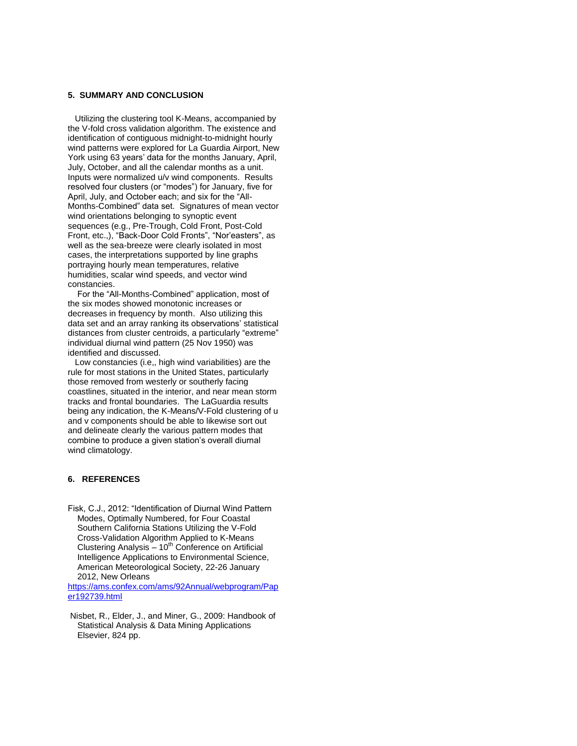## 5. SUMMARY AND CONCLUSION

Utilizing the clustering tool K-Means, accompanied by the V-fold cross validation algorithm. The existence and identification of contiguous midnight-to-midnight hourly wind patterns were explored for La Guardia Airport, New York using 63 years' data for the months January, April, July, October, and all the calendar months as a unit. Inputs were normalized u/v wind components. Results resolved four clusters (or "modes") for January, five for April, July, and October each; and six for the "All-Months-Combined" data set. Signatures of mean vector wind orientations belonging to synoptic event sequences (e.g., Pre-Trough, Cold Front, Post-Cold Front, etc.,), "Back-Door Cold Fronts", "Nor'easters", as well as the sea-breeze were clearly isolated in most cases, the interpretations supported by line graphs portraying hourly mean temperatures, relative humidities, scalar wind speeds, and vector wind constancies.

For the "All-Months-Combined" application, most of the six modes showed monotonic increases or decreases in frequency by month. Also utilizing this data set and an array ranking its observations' statistical distances from cluster centroids, a particularly "extreme" individual diurnal wind pattern (25 Nov 1950) was identified and discussed.

Low constancies (i.e,, high wind variabilities) are the rule for most stations in the United States, particularly those removed from westerly or southerly facing coastlines, situated in the interior, and near mean storm tracks and frontal boundaries. The LaGuardia results being any indication, the K-Means/V-Fold clustering of u and v components should be able to likewise sort out and delineate clearly the various pattern modes that combine to produce a given station's overall diurnal wind climatology.

## 6. REFERENCES

Fisk, C.J., 2012: "Identification of Diurnal Wind Pattern Modes, Optimally Numbered, for Four Coastal Southern California Stations Utilizing the V-Fold Cross-Validation Algorithm Applied to K-Means Clustering Analysis – 10th Conference on Artificial Intelligence Applications to Environmental Science, American Meteorological Society, 22-26 January 2012, New Orleans https://ams.confex.com/ams/92Annual/webprogram/Paper192739.html

Nisbet, R., Elder, J., and Miner, G., 2009: Handbook of Statistical Analysis & Data Mining Applications Elsevier, 824 pp.